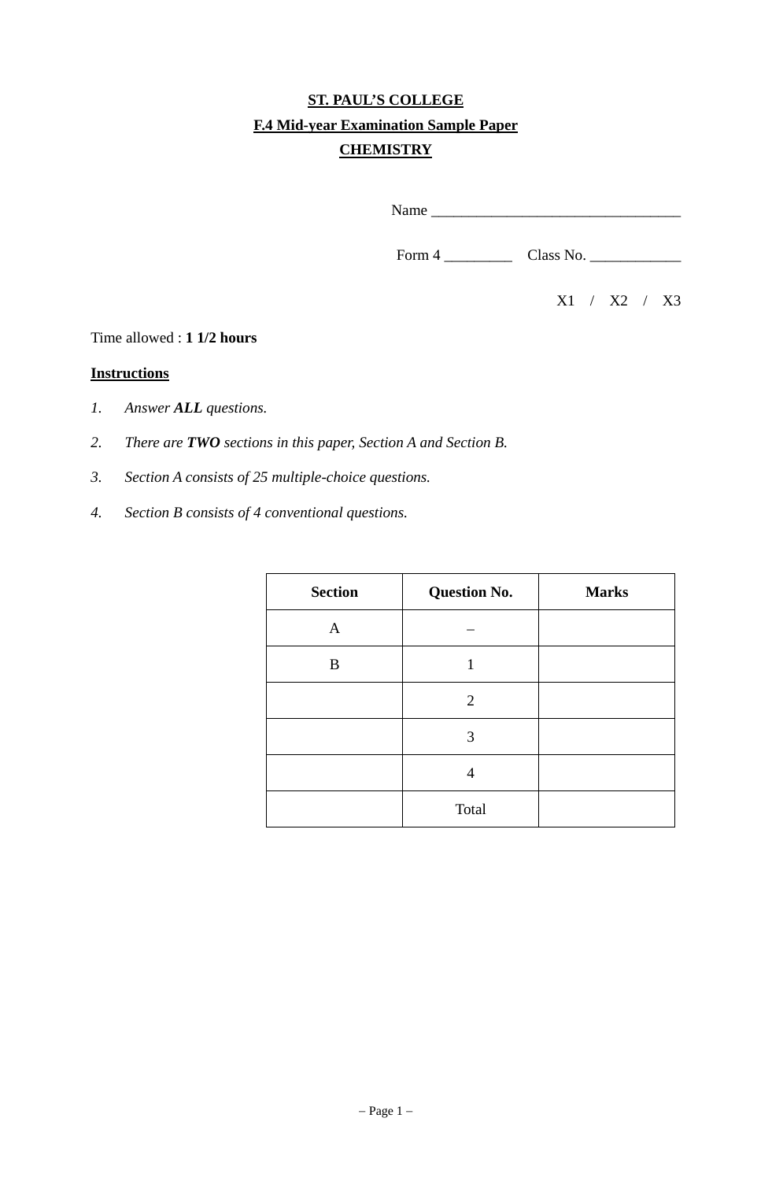# ST. PAUL'S COLLEGE

## F.4 Mid-year Examination Sample Paper

## CHEMISTRY

Name ________________________________

Form 4 _________ Class No. ____________

X1 / X2 / X3

Time allowed : **1 1/2 hours**

**Instructions**

1. *Answer **ALL** questions.*
2. *There are **TWO** sections in this paper, Section A and Section B.*
3. *Section A consists of 25 multiple-choice questions.*
4. *Section B consists of 4 conventional questions.*

| Section | Question No. | Marks |
| --- | --- | --- |
| A | – | |
| B | 1 | |
| | 2 | |
| | 3 | |
| | 4 | |
| | Total | |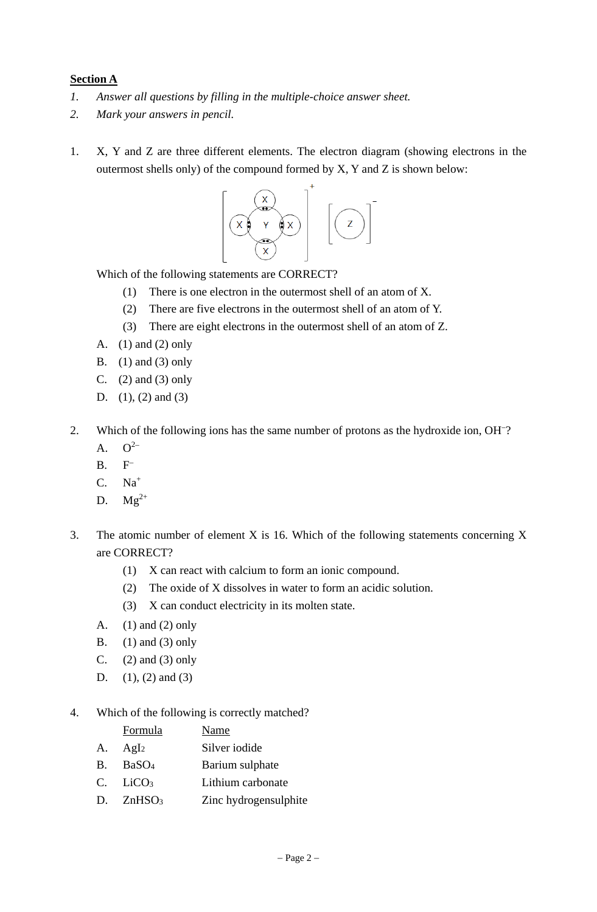**Section A**

*1. Answer all questions by filling in the multiple-choice answer sheet.*

*2. Mark your answers in pencil.*

1. X, Y and Z are three different elements. The electron diagram (showing electrons in the outermost shells only) of the compound formed by X, Y and Z is shown below:

   Which of the following statements are CORRECT?

   (1) There is one electron in the outermost shell of an atom of X.
   (2) There are five electrons in the outermost shell of an atom of Y.
   (3) There are eight electrons in the outermost shell of an atom of Z.

   A. (1) and (2) only
   B. (1) and (3) only
   C. (2) and (3) only
   D. (1), (2) and (3)

2. Which of the following ions has the same number of protons as the hydroxide ion, $OH^-$?

   A. $O^{2-}$
   B. $F^-$
   C. $Na^+$
   D. $Mg^{2+}$

3. The atomic number of element X is 16. Which of the following statements concerning X are CORRECT?

   (1) X can react with calcium to form an ionic compound.
   (2) The oxide of X dissolves in water to form an acidic solution.
   (3) X can conduct electricity in its molten state.

   A. (1) and (2) only
   B. (1) and (3) only
   C. (2) and (3) only
   D. (1), (2) and (3)

4. Which of the following is correctly matched?

|  | Formula | Name |
|---|---|---|
| A. | $AgI_2$ | Silver iodide |
| B. | $BaSO_4$ | Barium sulphate |
| C. | $LiCO_3$ | Lithium carbonate |
| D. | $ZnHSO_3$ | Zinc hydrogensulphite |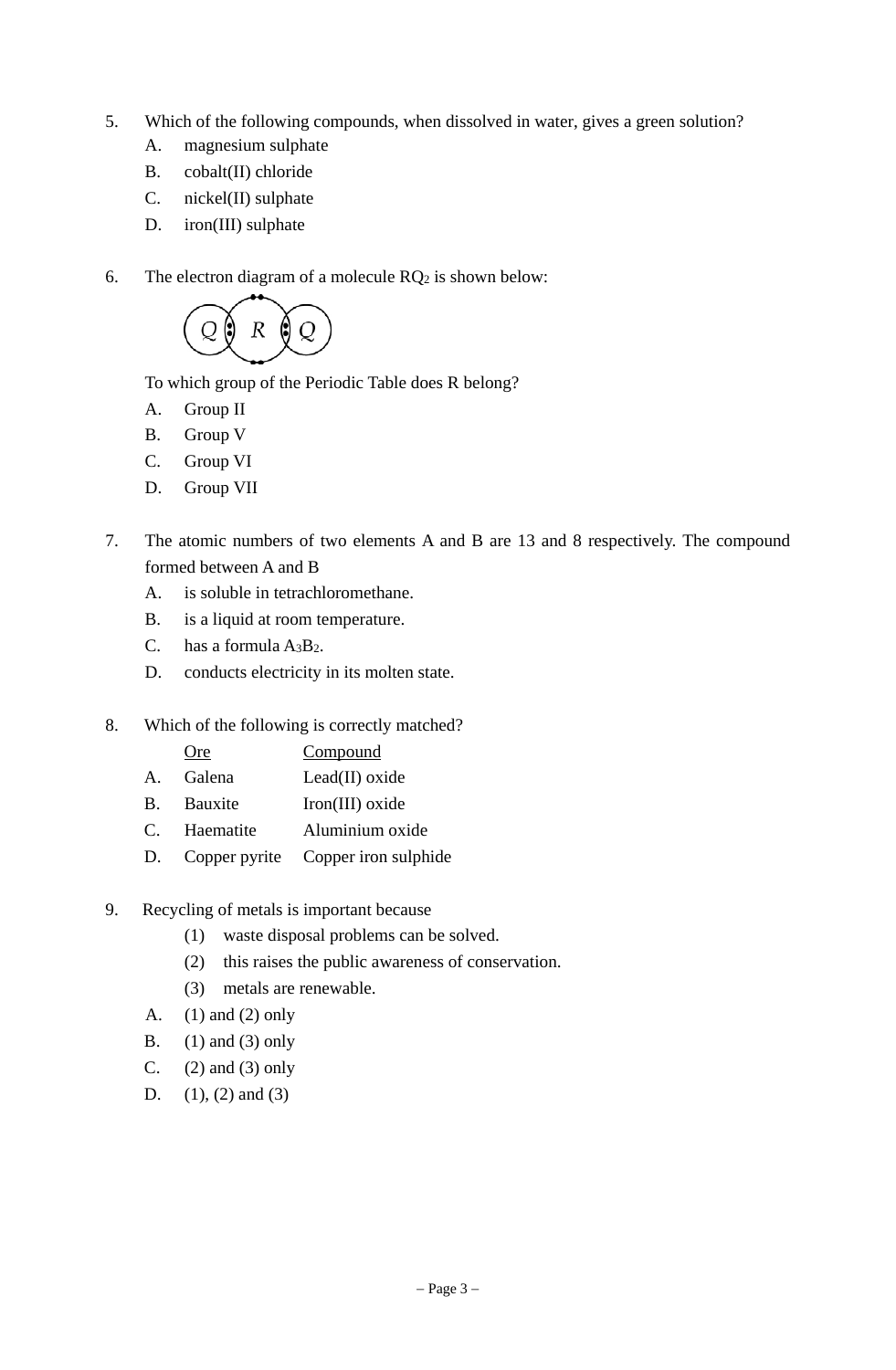5. Which of the following compounds, when dissolved in water, gives a green solution?
   - A. magnesium sulphate
   - B. cobalt(II) chloride
   - C. nickel(II) sulphate
   - D. iron(III) sulphate

6. The electron diagram of a molecule $RQ_2$ is shown below:

   To which group of the Periodic Table does R belong?
   - A. Group II
   - B. Group V
   - C. Group VI
   - D. Group VII

7. The atomic numbers of two elements A and B are 13 and 8 respectively. The compound formed between A and B
   - A. is soluble in tetrachloromethane.
   - B. is a liquid at room temperature.
   - C. has a formula $A_3B_2$.
   - D. conducts electricity in its molten state.

8. Which of the following is correctly matched?

   | | Ore | Compound |
   |---|---|---|
   | A. | Galena | Lead(II) oxide |
   | B. | Bauxite | Iron(III) oxide |
   | C. | Haematite | Aluminium oxide |
   | D. | Copper pyrite | Copper iron sulphide |

9. Recycling of metals is important because
   - (1) waste disposal problems can be solved.
   - (2) this raises the public awareness of conservation.
   - (3) metals are renewable.

   - A. (1) and (2) only
   - B. (1) and (3) only
   - C. (2) and (3) only
   - D. (1), (2) and (3)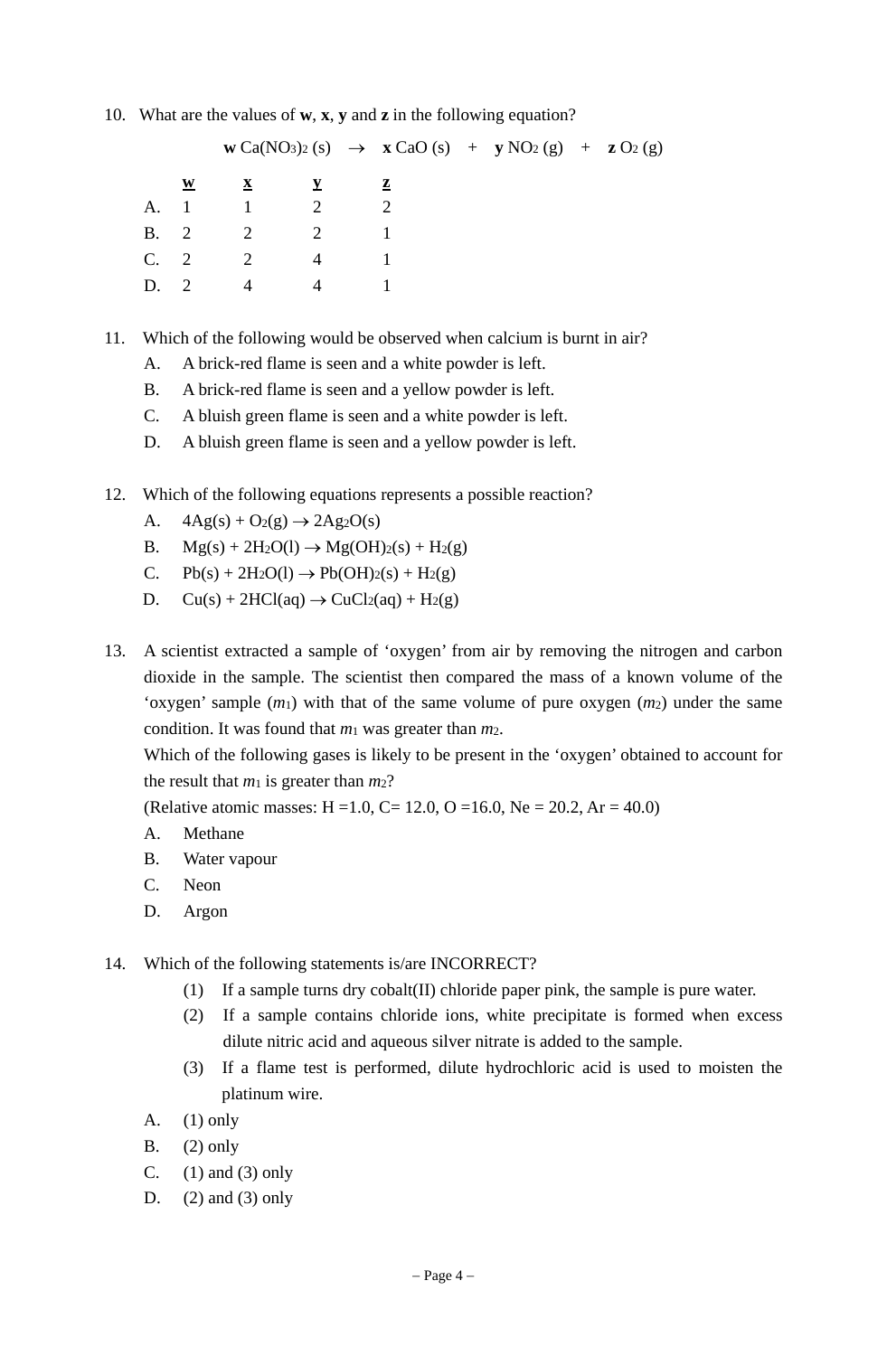10. What are the values of **w**, **x**, **y** and **z** in the following equation?

$$\mathbf{w}\ Ca(NO_3)_2\ (s) \rightarrow \mathbf{x}\ CaO\ (s) + \mathbf{y}\ NO_2\ (g) + \mathbf{z}\ O_2\ (g)$$

| | w | x | y | z |
|---|---|---|---|---|
| A. | 1 | 1 | 2 | 2 |
| B. | 2 | 2 | 2 | 1 |
| C. | 2 | 2 | 4 | 1 |
| D. | 2 | 4 | 4 | 1 |

11. Which of the following would be observed when calcium is burnt in air?
    - A. A brick-red flame is seen and a white powder is left.
    - B. A brick-red flame is seen and a yellow powder is left.
    - C. A bluish green flame is seen and a white powder is left.
    - D. A bluish green flame is seen and a yellow powder is left.

12. Which of the following equations represents a possible reaction?
    - A. $4Ag(s) + O_2(g) \rightarrow 2Ag_2O(s)$
    - B. $Mg(s) + 2H_2O(l) \rightarrow Mg(OH)_2(s) + H_2(g)$
    - C. $Pb(s) + 2H_2O(l) \rightarrow Pb(OH)_2(s) + H_2(g)$
    - D. $Cu(s) + 2HCl(aq) \rightarrow CuCl_2(aq) + H_2(g)$

13. A scientist extracted a sample of 'oxygen' from air by removing the nitrogen and carbon dioxide in the sample. The scientist then compared the mass of a known volume of the 'oxygen' sample ($m_1$) with that of the same volume of pure oxygen ($m_2$) under the same condition. It was found that $m_1$ was greater than $m_2$.
    Which of the following gases is likely to be present in the 'oxygen' obtained to account for the result that $m_1$ is greater than $m_2$?
    (Relative atomic masses: H =1.0, C= 12.0, O =16.0, Ne = 20.2, Ar = 40.0)
    - A. Methane
    - B. Water vapour
    - C. Neon
    - D. Argon

14. Which of the following statements is/are INCORRECT?
    (1) If a sample turns dry cobalt(II) chloride paper pink, the sample is pure water.
    (2) If a sample contains chloride ions, white precipitate is formed when excess dilute nitric acid and aqueous silver nitrate is added to the sample.
    (3) If a flame test is performed, dilute hydrochloric acid is used to moisten the platinum wire.
    - A. (1) only
    - B. (2) only
    - C. (1) and (3) only
    - D. (2) and (3) only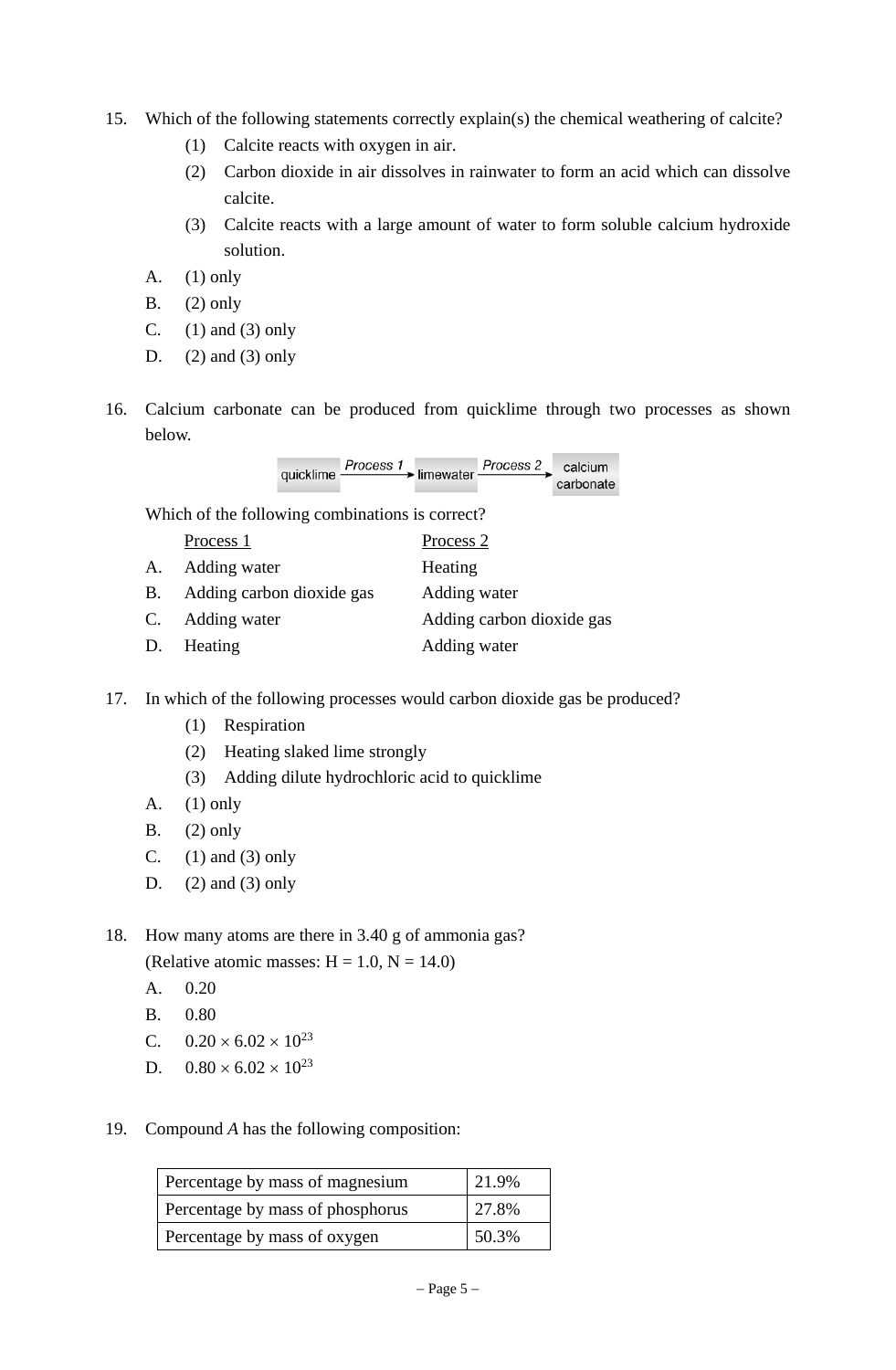15. Which of the following statements correctly explain(s) the chemical weathering of calcite?

    (1) Calcite reacts with oxygen in air.

    (2) Carbon dioxide in air dissolves in rainwater to form an acid which can dissolve calcite.

    (3) Calcite reacts with a large amount of water to form soluble calcium hydroxide solution.

    A. (1) only

    B. (2) only

    C. (1) and (3) only

    D. (2) and (3) only

16. Calcium carbonate can be produced from quicklime through two processes as shown below.

    quicklime —*Process 1*→ limewater —*Process 2*→ calcium carbonate

    Which of the following combinations is correct?

    |   | Process 1 | Process 2 |
    |---|---|---|
    | A. | Adding water | Heating |
    | B. | Adding carbon dioxide gas | Adding water |
    | C. | Adding water | Adding carbon dioxide gas |
    | D. | Heating | Adding water |

17. In which of the following processes would carbon dioxide gas be produced?

    (1) Respiration

    (2) Heating slaked lime strongly

    (3) Adding dilute hydrochloric acid to quicklime

    A. (1) only

    B. (2) only

    C. (1) and (3) only

    D. (2) and (3) only

18. How many atoms are there in 3.40 g of ammonia gas?
    (Relative atomic masses: H = 1.0, N = 14.0)

    A. 0.20

    B. 0.80

    C. $0.20 \times 6.02 \times 10^{23}$

    D. $0.80 \times 6.02 \times 10^{23}$

19. Compound *A* has the following composition:

    | Component | Percentage |
    |---|---|
    | Percentage by mass of magnesium | 21.9% |
    | Percentage by mass of phosphorus | 27.8% |
    | Percentage by mass of oxygen | 50.3% |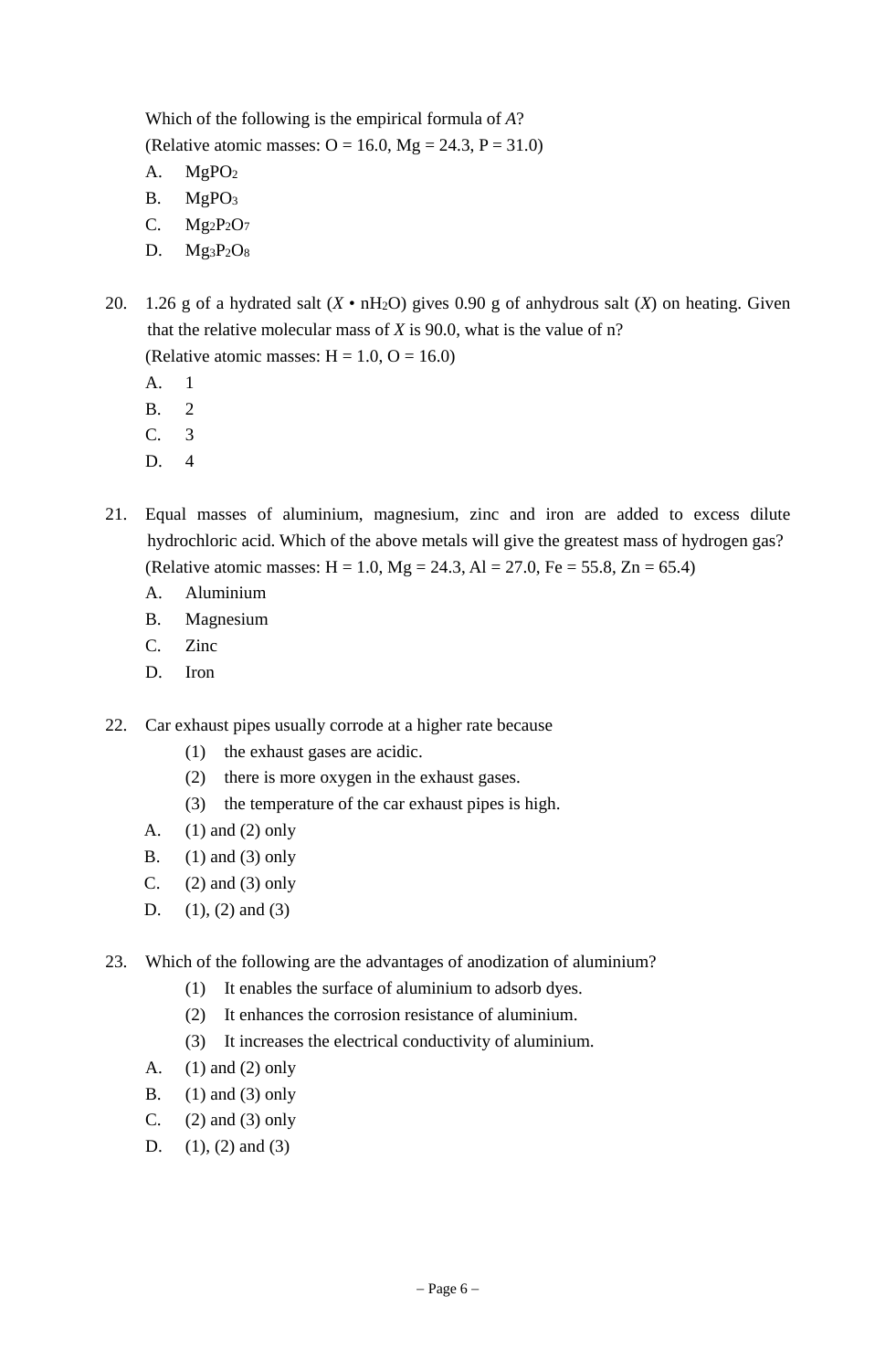Which of the following is the empirical formula of *A*?

(Relative atomic masses: O = 16.0, Mg = 24.3, P = 31.0)

A. $MgPO_2$

B. $MgPO_3$

C. $Mg_2P_2O_7$

D. $Mg_3P_2O_8$

20. 1.26 g of a hydrated salt ($X \bullet nH_2O$) gives 0.90 g of anhydrous salt ($X$) on heating. Given that the relative molecular mass of $X$ is 90.0, what is the value of n?

(Relative atomic masses: H = 1.0, O = 16.0)

A. 1

B. 2

C. 3

D. 4

21. Equal masses of aluminium, magnesium, zinc and iron are added to excess dilute hydrochloric acid. Which of the above metals will give the greatest mass of hydrogen gas?

(Relative atomic masses: H = 1.0, Mg = 24.3, Al = 27.0, Fe = 55.8, Zn = 65.4)

A. Aluminium

B. Magnesium

C. Zinc

D. Iron

22. Car exhaust pipes usually corrode at a higher rate because

(1) the exhaust gases are acidic.

(2) there is more oxygen in the exhaust gases.

(3) the temperature of the car exhaust pipes is high.

A. (1) and (2) only

B. (1) and (3) only

C. (2) and (3) only

D. (1), (2) and (3)

23. Which of the following are the advantages of anodization of aluminium?

(1) It enables the surface of aluminium to adsorb dyes.

(2) It enhances the corrosion resistance of aluminium.

(3) It increases the electrical conductivity of aluminium.

A. (1) and (2) only

B. (1) and (3) only

C. (2) and (3) only

D. (1), (2) and (3)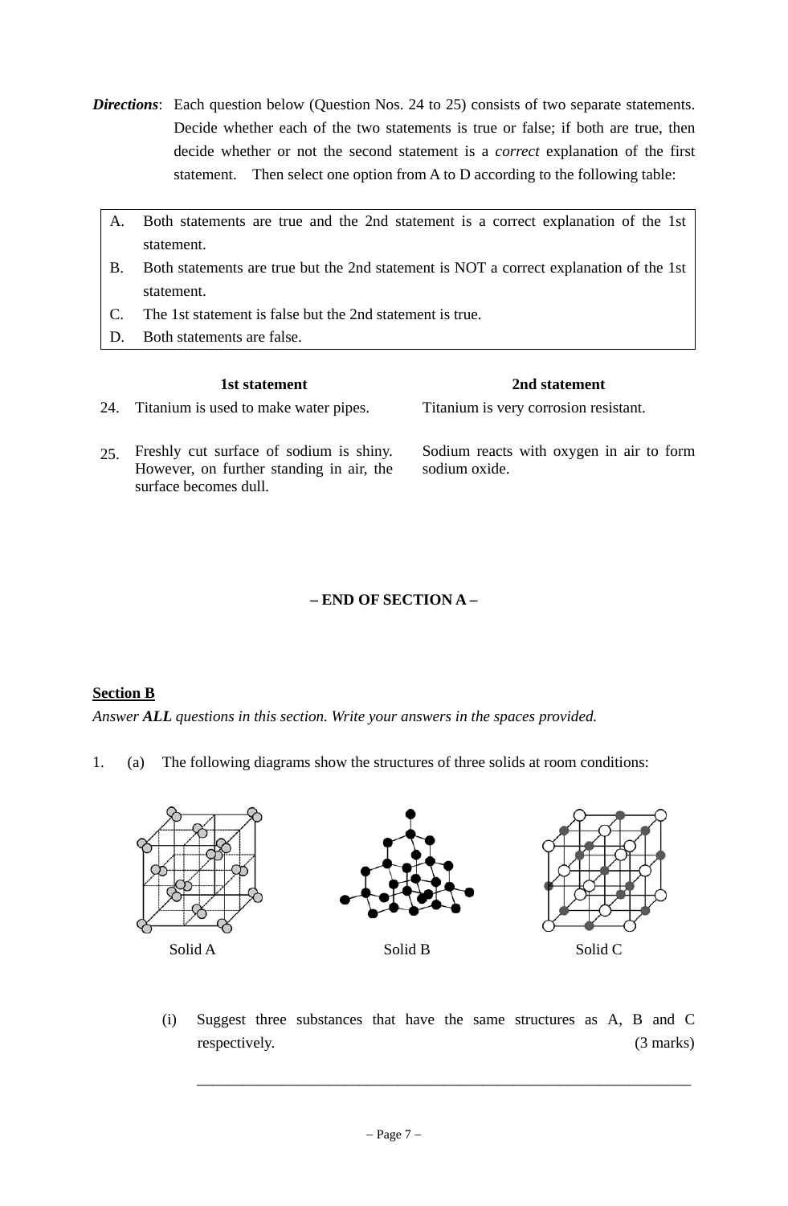***Directions***: Each question below (Question Nos. 24 to 25) consists of two separate statements. Decide whether each of the two statements is true or false; if both are true, then decide whether or not the second statement is a *correct* explanation of the first statement. Then select one option from A to D according to the following table:

| | |
|---|---|
| A. | Both statements are true and the 2nd statement is a correct explanation of the 1st statement. |
| B. | Both statements are true but the 2nd statement is NOT a correct explanation of the 1st statement. |
| C. | The 1st statement is false but the 2nd statement is true. |
| D. | Both statements are false. |

| | **1st statement** | **2nd statement** |
|---|---|---|
| 24. | Titanium is used to make water pipes. | Titanium is very corrosion resistant. |
| 25. | Freshly cut surface of sodium is shiny. However, on further standing in air, the surface becomes dull. | Sodium reacts with oxygen in air to form sodium oxide. |

**– END OF SECTION A –**

## Section B

*Answer **ALL** questions in this section. Write your answers in the spaces provided.*

1. (a) The following diagrams show the structures of three solids at room conditions:

Solid A  Solid B  Solid C

(i) Suggest three substances that have the same structures as A, B and C respectively. (3 marks)

_______________________________________________________________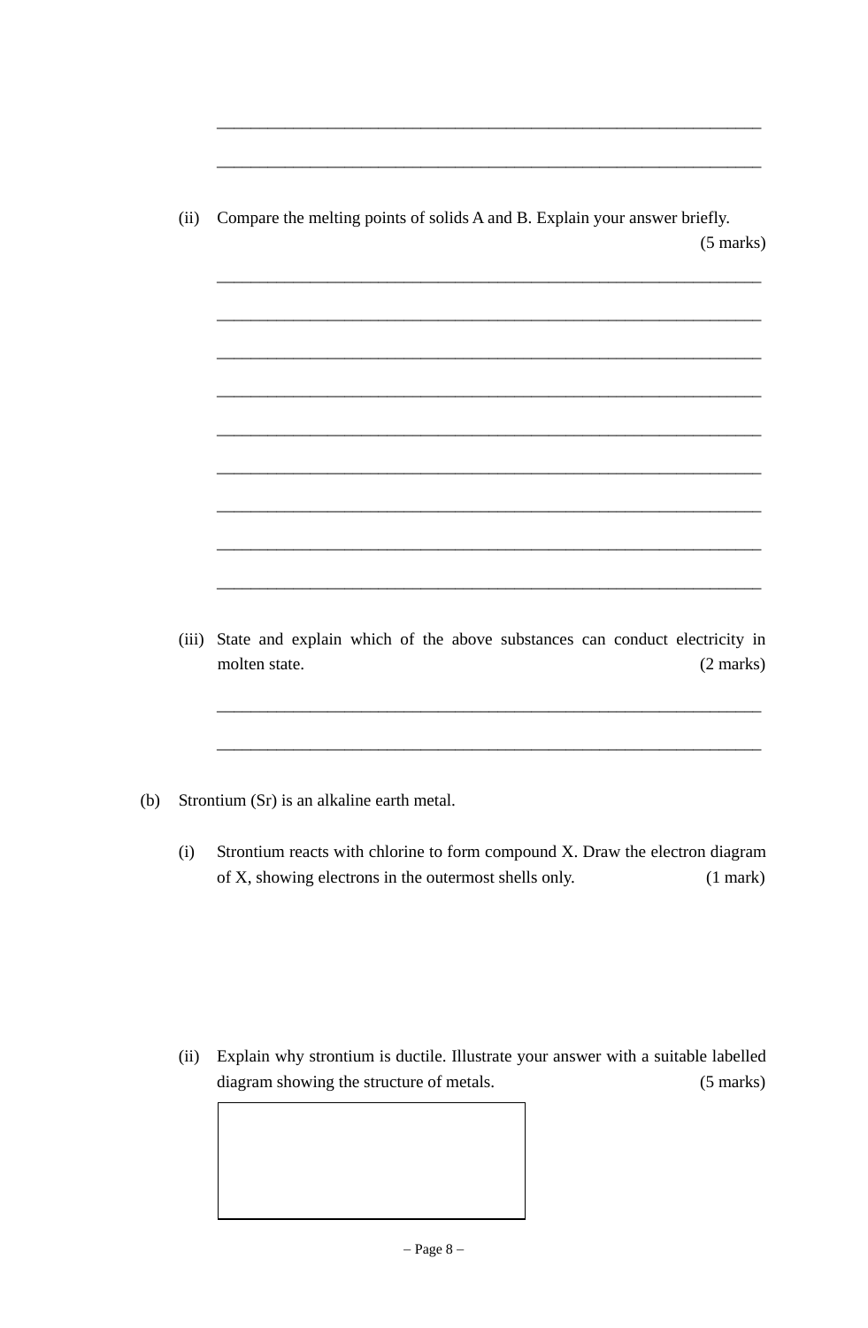(ii) Compare the melting points of solids A and B. Explain your answer briefly. (5 marks)

(iii) State and explain which of the above substances can conduct electricity in molten state. (2 marks)

(b) Strontium (Sr) is an alkaline earth metal.

(i) Strontium reacts with chlorine to form compound X. Draw the electron diagram of X, showing electrons in the outermost shells only. (1 mark)

(ii) Explain why strontium is ductile. Illustrate your answer with a suitable labelled diagram showing the structure of metals. (5 marks)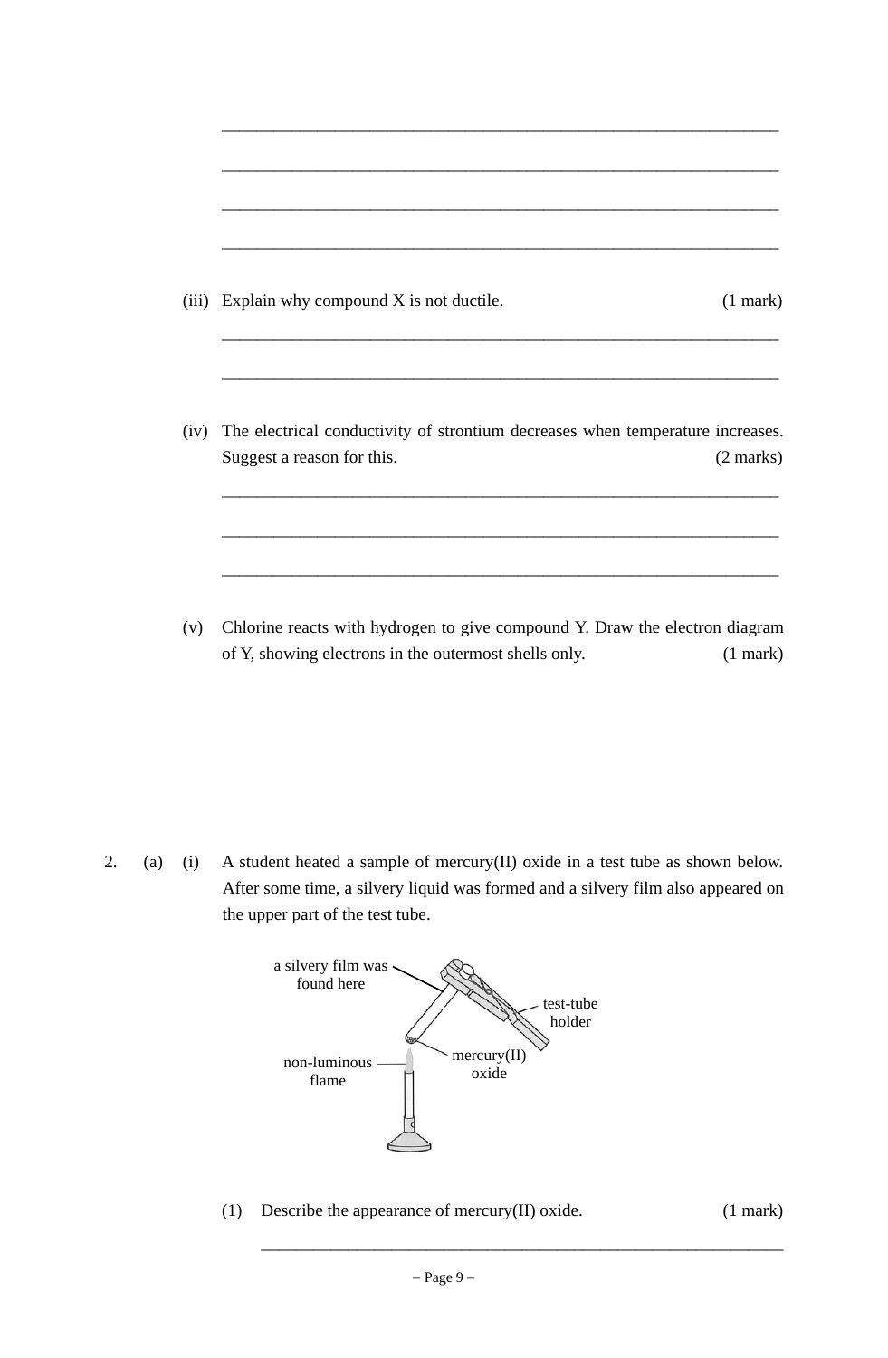(iii) Explain why compound X is not ductile. (1 mark)

(iv) The electrical conductivity of strontium decreases when temperature increases. Suggest a reason for this. (2 marks)

(v) Chlorine reacts with hydrogen to give compound Y. Draw the electron diagram of Y, showing electrons in the outermost shells only. (1 mark)

2. (a) (i) A student heated a sample of mercury(II) oxide in a test tube as shown below. After some time, a silvery liquid was formed and a silvery film also appeared on the upper part of the test tube.

a silvery film was found here

test-tube holder

mercury(II) oxide

non-luminous flame

(1) Describe the appearance of mercury(II) oxide. (1 mark)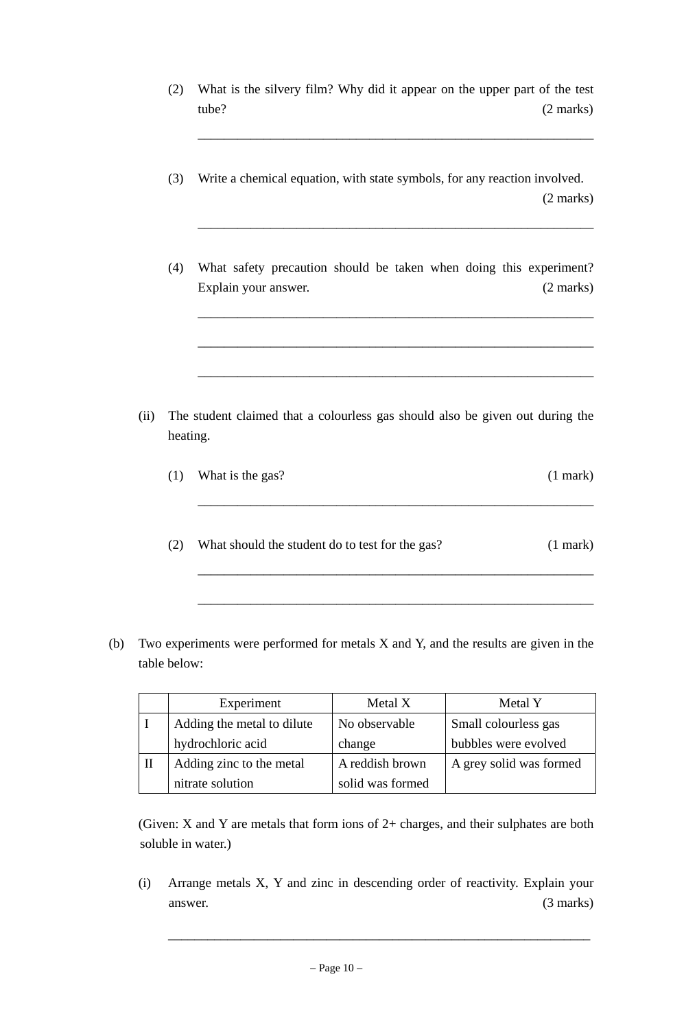(2) What is the silvery film? Why did it appear on the upper part of the test tube? (2 marks)

\_\_\_\_\_\_\_\_\_\_\_\_\_\_\_\_\_\_\_\_\_\_\_\_\_\_\_\_\_\_\_\_\_\_\_\_\_\_\_\_\_\_\_\_\_\_\_\_\_\_\_\_\_\_\_\_

(3) Write a chemical equation, with state symbols, for any reaction involved. (2 marks)

\_\_\_\_\_\_\_\_\_\_\_\_\_\_\_\_\_\_\_\_\_\_\_\_\_\_\_\_\_\_\_\_\_\_\_\_\_\_\_\_\_\_\_\_\_\_\_\_\_\_\_\_\_\_\_\_

(4) What safety precaution should be taken when doing this experiment? Explain your answer. (2 marks)

\_\_\_\_\_\_\_\_\_\_\_\_\_\_\_\_\_\_\_\_\_\_\_\_\_\_\_\_\_\_\_\_\_\_\_\_\_\_\_\_\_\_\_\_\_\_\_\_\_\_\_\_\_\_\_\_

\_\_\_\_\_\_\_\_\_\_\_\_\_\_\_\_\_\_\_\_\_\_\_\_\_\_\_\_\_\_\_\_\_\_\_\_\_\_\_\_\_\_\_\_\_\_\_\_\_\_\_\_\_\_\_\_

\_\_\_\_\_\_\_\_\_\_\_\_\_\_\_\_\_\_\_\_\_\_\_\_\_\_\_\_\_\_\_\_\_\_\_\_\_\_\_\_\_\_\_\_\_\_\_\_\_\_\_\_\_\_\_\_

(ii) The student claimed that a colourless gas should also be given out during the heating.

(1) What is the gas? (1 mark)

\_\_\_\_\_\_\_\_\_\_\_\_\_\_\_\_\_\_\_\_\_\_\_\_\_\_\_\_\_\_\_\_\_\_\_\_\_\_\_\_\_\_\_\_\_\_\_\_\_\_\_\_\_\_\_\_

(2) What should the student do to test for the gas? (1 mark)

\_\_\_\_\_\_\_\_\_\_\_\_\_\_\_\_\_\_\_\_\_\_\_\_\_\_\_\_\_\_\_\_\_\_\_\_\_\_\_\_\_\_\_\_\_\_\_\_\_\_\_\_\_\_\_\_

\_\_\_\_\_\_\_\_\_\_\_\_\_\_\_\_\_\_\_\_\_\_\_\_\_\_\_\_\_\_\_\_\_\_\_\_\_\_\_\_\_\_\_\_\_\_\_\_\_\_\_\_\_\_\_\_

(b) Two experiments were performed for metals X and Y, and the results are given in the table below:

| | Experiment | Metal X | Metal Y |
|---|---|---|---|
| I | Adding the metal to dilute hydrochloric acid | No observable change | Small colourless gas bubbles were evolved |
| II | Adding zinc to the metal nitrate solution | A reddish brown solid was formed | A grey solid was formed |

(Given: X and Y are metals that form ions of 2+ charges, and their sulphates are both soluble in water.)

(i) Arrange metals X, Y and zinc in descending order of reactivity. Explain your answer. (3 marks)

\_\_\_\_\_\_\_\_\_\_\_\_\_\_\_\_\_\_\_\_\_\_\_\_\_\_\_\_\_\_\_\_\_\_\_\_\_\_\_\_\_\_\_\_\_\_\_\_\_\_\_\_\_\_\_\_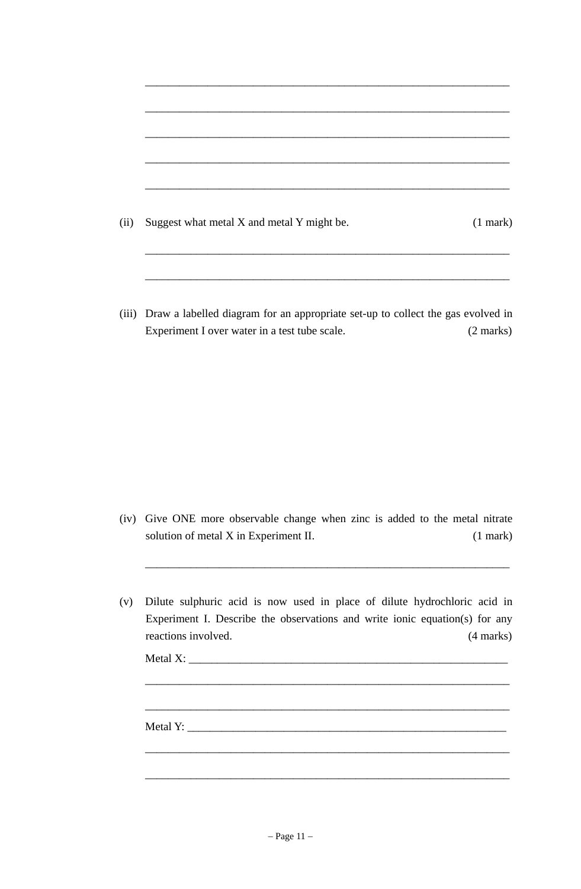\_\_\_\_\_\_\_\_\_\_\_\_\_\_\_\_\_\_\_\_\_\_\_\_\_\_\_\_\_\_\_\_\_\_\_\_\_\_\_\_\_\_\_\_\_\_\_\_\_\_\_\_\_\_\_\_\_\_\_\_

\_\_\_\_\_\_\_\_\_\_\_\_\_\_\_\_\_\_\_\_\_\_\_\_\_\_\_\_\_\_\_\_\_\_\_\_\_\_\_\_\_\_\_\_\_\_\_\_\_\_\_\_\_\_\_\_\_\_\_\_

\_\_\_\_\_\_\_\_\_\_\_\_\_\_\_\_\_\_\_\_\_\_\_\_\_\_\_\_\_\_\_\_\_\_\_\_\_\_\_\_\_\_\_\_\_\_\_\_\_\_\_\_\_\_\_\_\_\_\_\_

\_\_\_\_\_\_\_\_\_\_\_\_\_\_\_\_\_\_\_\_\_\_\_\_\_\_\_\_\_\_\_\_\_\_\_\_\_\_\_\_\_\_\_\_\_\_\_\_\_\_\_\_\_\_\_\_\_\_\_\_

\_\_\_\_\_\_\_\_\_\_\_\_\_\_\_\_\_\_\_\_\_\_\_\_\_\_\_\_\_\_\_\_\_\_\_\_\_\_\_\_\_\_\_\_\_\_\_\_\_\_\_\_\_\_\_\_\_\_\_\_

(ii) Suggest what metal X and metal Y might be. (1 mark)

\_\_\_\_\_\_\_\_\_\_\_\_\_\_\_\_\_\_\_\_\_\_\_\_\_\_\_\_\_\_\_\_\_\_\_\_\_\_\_\_\_\_\_\_\_\_\_\_\_\_\_\_\_\_\_\_\_\_\_\_

\_\_\_\_\_\_\_\_\_\_\_\_\_\_\_\_\_\_\_\_\_\_\_\_\_\_\_\_\_\_\_\_\_\_\_\_\_\_\_\_\_\_\_\_\_\_\_\_\_\_\_\_\_\_\_\_\_\_\_\_

(iii) Draw a labelled diagram for an appropriate set-up to collect the gas evolved in Experiment I over water in a test tube scale. (2 marks)

(iv) Give ONE more observable change when zinc is added to the metal nitrate solution of metal X in Experiment II. (1 mark)

\_\_\_\_\_\_\_\_\_\_\_\_\_\_\_\_\_\_\_\_\_\_\_\_\_\_\_\_\_\_\_\_\_\_\_\_\_\_\_\_\_\_\_\_\_\_\_\_\_\_\_\_\_\_\_\_\_\_\_\_

(v) Dilute sulphuric acid is now used in place of dilute hydrochloric acid in Experiment I. Describe the observations and write ionic equation(s) for any reactions involved. (4 marks)

Metal X: \_\_\_\_\_\_\_\_\_\_\_\_\_\_\_\_\_\_\_\_\_\_\_\_\_\_\_\_\_\_\_\_\_\_\_\_\_\_\_\_\_\_\_\_\_\_\_\_\_\_\_\_

\_\_\_\_\_\_\_\_\_\_\_\_\_\_\_\_\_\_\_\_\_\_\_\_\_\_\_\_\_\_\_\_\_\_\_\_\_\_\_\_\_\_\_\_\_\_\_\_\_\_\_\_\_\_\_\_\_\_\_\_

\_\_\_\_\_\_\_\_\_\_\_\_\_\_\_\_\_\_\_\_\_\_\_\_\_\_\_\_\_\_\_\_\_\_\_\_\_\_\_\_\_\_\_\_\_\_\_\_\_\_\_\_\_\_\_\_\_\_\_\_

Metal Y: \_\_\_\_\_\_\_\_\_\_\_\_\_\_\_\_\_\_\_\_\_\_\_\_\_\_\_\_\_\_\_\_\_\_\_\_\_\_\_\_\_\_\_\_\_\_\_\_\_\_\_\_

\_\_\_\_\_\_\_\_\_\_\_\_\_\_\_\_\_\_\_\_\_\_\_\_\_\_\_\_\_\_\_\_\_\_\_\_\_\_\_\_\_\_\_\_\_\_\_\_\_\_\_\_\_\_\_\_\_\_\_\_

\_\_\_\_\_\_\_\_\_\_\_\_\_\_\_\_\_\_\_\_\_\_\_\_\_\_\_\_\_\_\_\_\_\_\_\_\_\_\_\_\_\_\_\_\_\_\_\_\_\_\_\_\_\_\_\_\_\_\_\_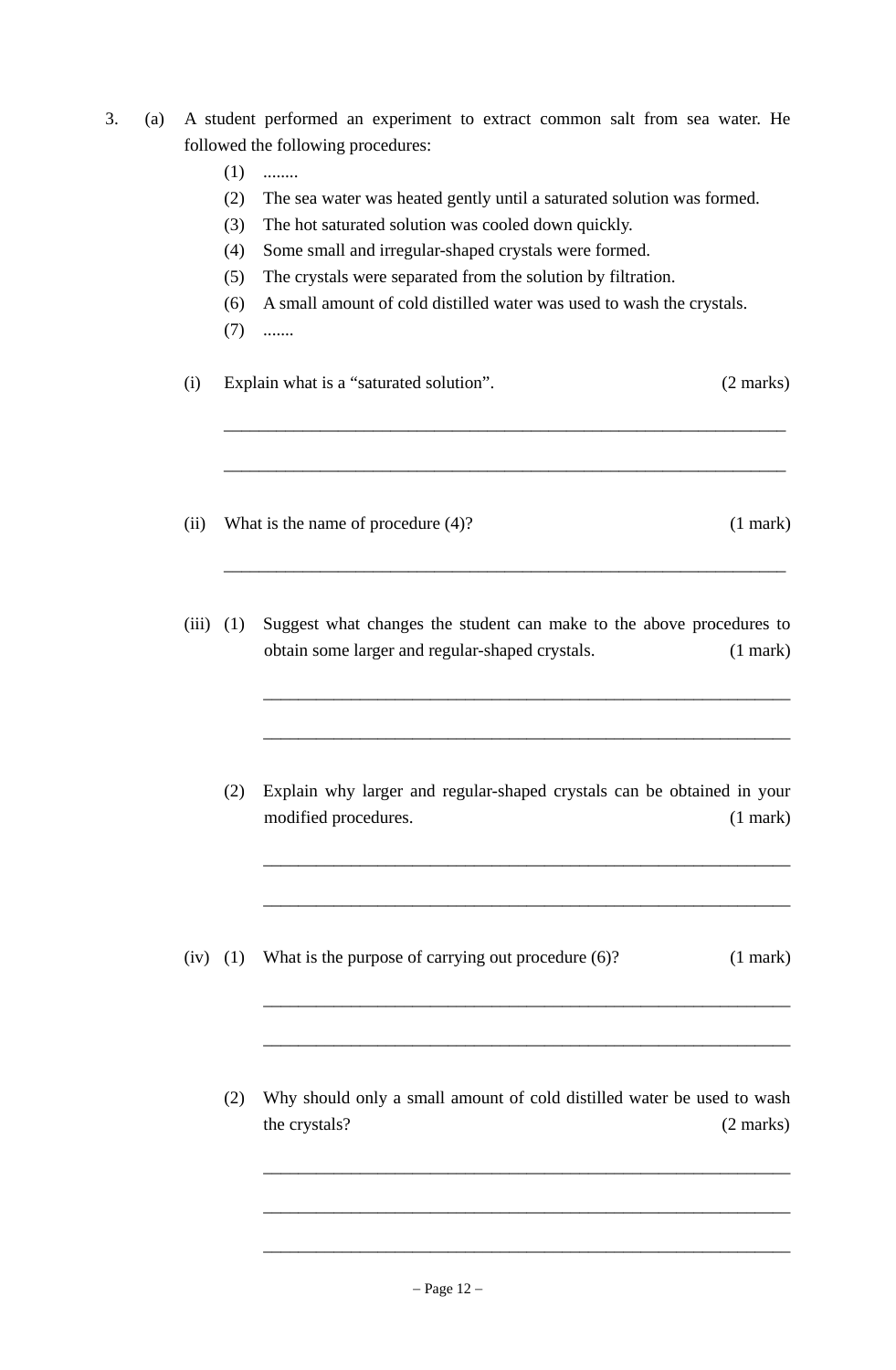3. (a) A student performed an experiment to extract common salt from sea water. He followed the following procedures:

   (1) ........
   (2) The sea water was heated gently until a saturated solution was formed.
   (3) The hot saturated solution was cooled down quickly.
   (4) Some small and irregular-shaped crystals were formed.
   (5) The crystals were separated from the solution by filtration.
   (6) A small amount of cold distilled water was used to wash the crystals.
   (7) .......

(i) Explain what is a "saturated solution". (2 marks)

_______________________________________________________________

_______________________________________________________________

(ii) What is the name of procedure (4)? (1 mark)

_______________________________________________________________

(iii) (1) Suggest what changes the student can make to the above procedures to obtain some larger and regular-shaped crystals. (1 mark)

_______________________________________________________________

_______________________________________________________________

(2) Explain why larger and regular-shaped crystals can be obtained in your modified procedures. (1 mark)

_______________________________________________________________

_______________________________________________________________

(iv) (1) What is the purpose of carrying out procedure (6)? (1 mark)

_______________________________________________________________

_______________________________________________________________

(2) Why should only a small amount of cold distilled water be used to wash the crystals? (2 marks)

_______________________________________________________________

_______________________________________________________________

_______________________________________________________________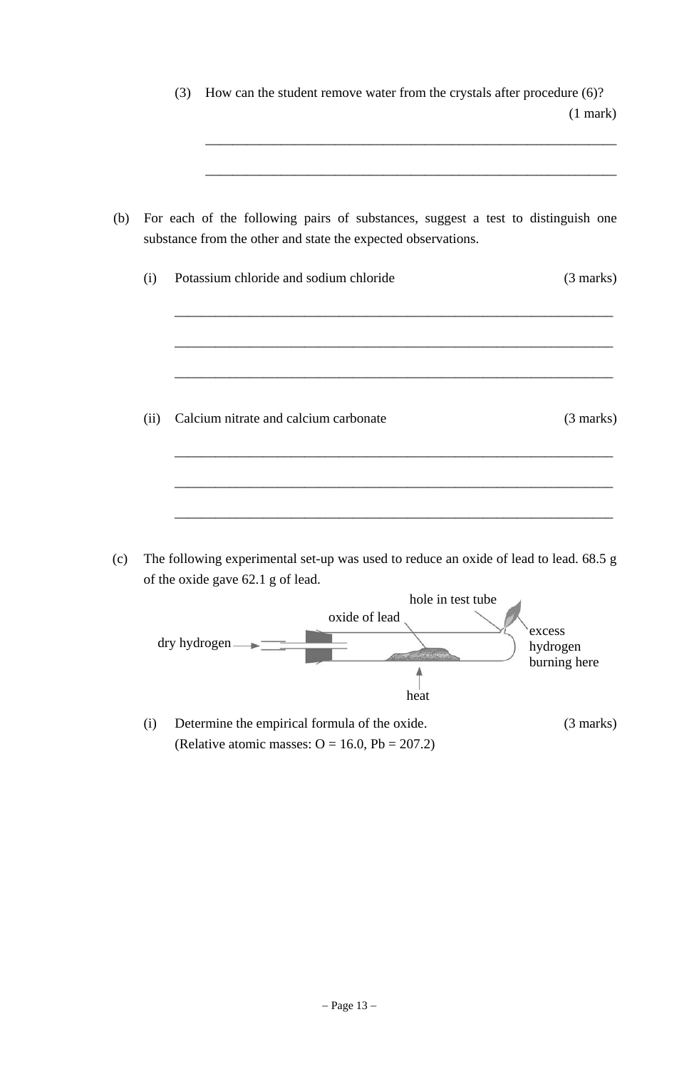(3) How can the student remove water from the crystals after procedure (6)? (1 mark)

_______________________________________________________________

_______________________________________________________________

(b) For each of the following pairs of substances, suggest a test to distinguish one substance from the other and state the expected observations.

(i) Potassium chloride and sodium chloride (3 marks)

_______________________________________________________________

_______________________________________________________________

_______________________________________________________________

(ii) Calcium nitrate and calcium carbonate (3 marks)

_______________________________________________________________

_______________________________________________________________

_______________________________________________________________

(c) The following experimental set-up was used to reduce an oxide of lead to lead. 68.5 g of the oxide gave 62.1 g of lead.

dry hydrogen — oxide of lead — hole in test tube — excess hydrogen burning here — heat

(i) Determine the empirical formula of the oxide. (3 marks)
(Relative atomic masses: O = 16.0, Pb = 207.2)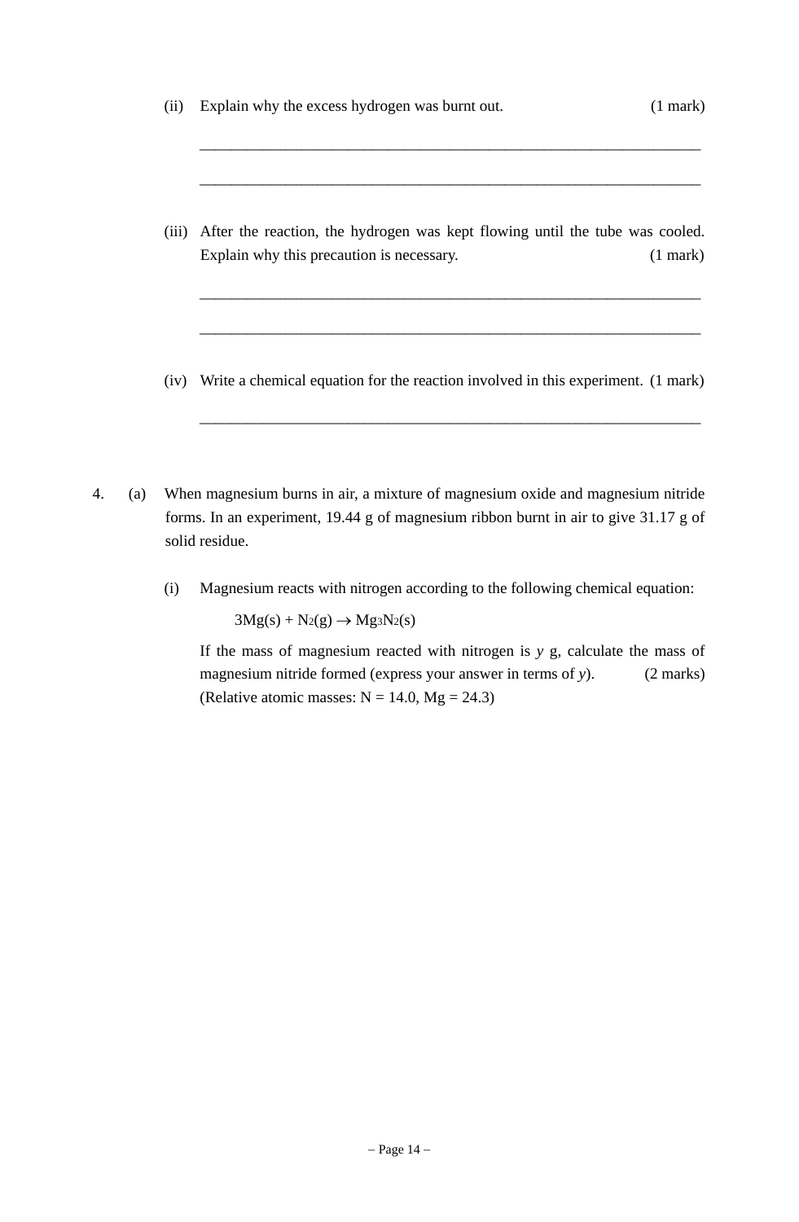(ii) Explain why the excess hydrogen was burnt out. (1 mark)

\_\_\_\_\_\_\_\_\_\_\_\_\_\_\_\_\_\_\_\_\_\_\_\_\_\_\_\_\_\_\_\_\_\_\_\_\_\_\_\_\_\_\_\_\_\_\_\_\_\_\_\_\_\_\_\_\_\_\_\_\_\_

\_\_\_\_\_\_\_\_\_\_\_\_\_\_\_\_\_\_\_\_\_\_\_\_\_\_\_\_\_\_\_\_\_\_\_\_\_\_\_\_\_\_\_\_\_\_\_\_\_\_\_\_\_\_\_\_\_\_\_\_\_\_

(iii) After the reaction, the hydrogen was kept flowing until the tube was cooled. Explain why this precaution is necessary. (1 mark)

\_\_\_\_\_\_\_\_\_\_\_\_\_\_\_\_\_\_\_\_\_\_\_\_\_\_\_\_\_\_\_\_\_\_\_\_\_\_\_\_\_\_\_\_\_\_\_\_\_\_\_\_\_\_\_\_\_\_\_\_\_\_

\_\_\_\_\_\_\_\_\_\_\_\_\_\_\_\_\_\_\_\_\_\_\_\_\_\_\_\_\_\_\_\_\_\_\_\_\_\_\_\_\_\_\_\_\_\_\_\_\_\_\_\_\_\_\_\_\_\_\_\_\_\_

(iv) Write a chemical equation for the reaction involved in this experiment. (1 mark)

\_\_\_\_\_\_\_\_\_\_\_\_\_\_\_\_\_\_\_\_\_\_\_\_\_\_\_\_\_\_\_\_\_\_\_\_\_\_\_\_\_\_\_\_\_\_\_\_\_\_\_\_\_\_\_\_\_\_\_\_\_\_

4. (a) When magnesium burns in air, a mixture of magnesium oxide and magnesium nitride forms. In an experiment, 19.44 g of magnesium ribbon burnt in air to give 31.17 g of solid residue.

(i) Magnesium reacts with nitrogen according to the following chemical equation:

$$3Mg(s) + N_2(g) \rightarrow Mg_3N_2(s)$$

If the mass of magnesium reacted with nitrogen is *y* g, calculate the mass of magnesium nitride formed (express your answer in terms of *y*). (2 marks)
(Relative atomic masses: N = 14.0, Mg = 24.3)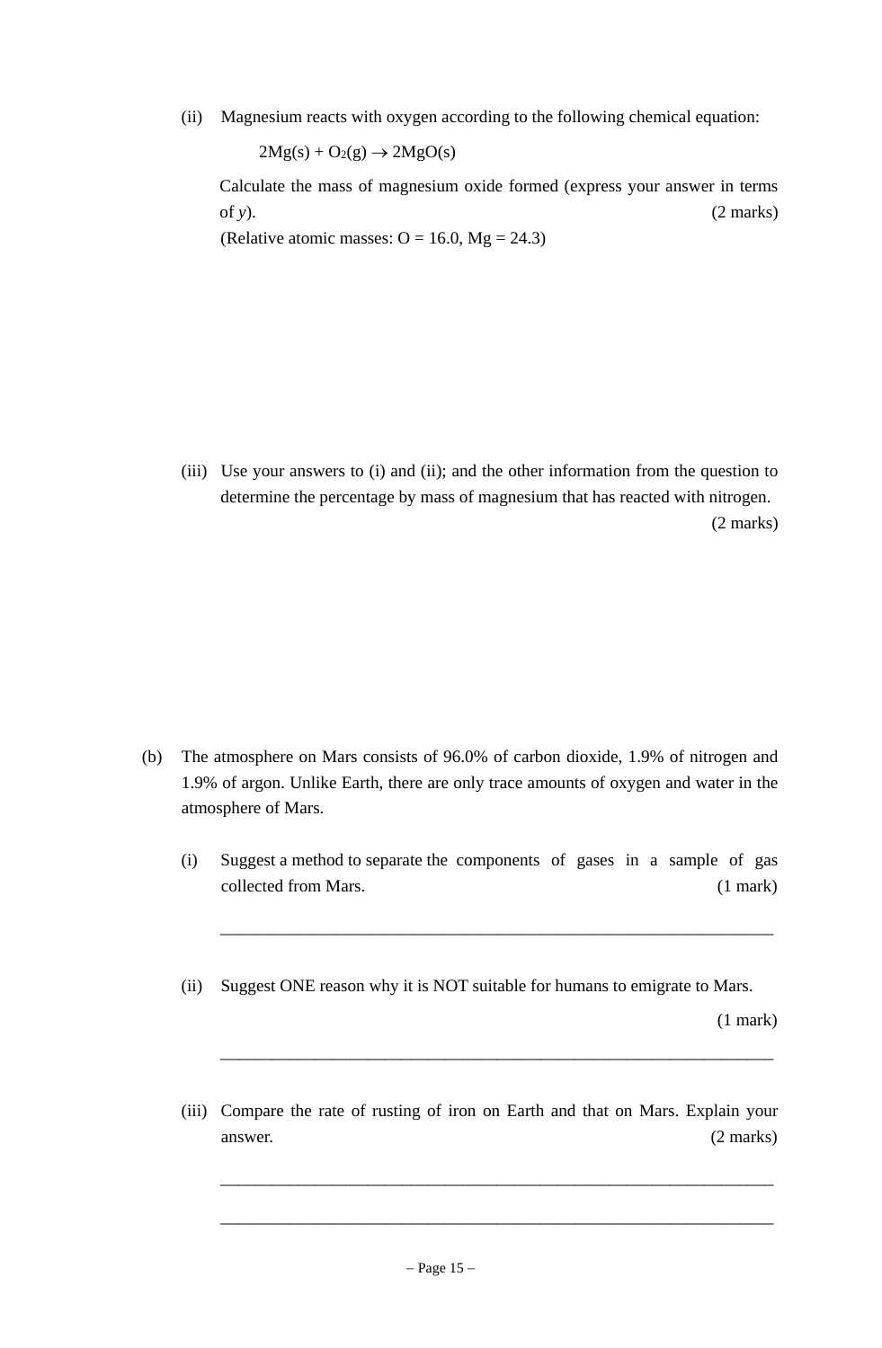(ii) Magnesium reacts with oxygen according to the following chemical equation:

$$2Mg(s) + O_2(g) \rightarrow 2MgO(s)$$

Calculate the mass of magnesium oxide formed (express your answer in terms of *y*). (2 marks)

(Relative atomic masses: O = 16.0, Mg = 24.3)

(iii) Use your answers to (i) and (ii); and the other information from the question to determine the percentage by mass of magnesium that has reacted with nitrogen. (2 marks)

(b) The atmosphere on Mars consists of 96.0% of carbon dioxide, 1.9% of nitrogen and 1.9% of argon. Unlike Earth, there are only trace amounts of oxygen and water in the atmosphere of Mars.

(i) Suggest a method to separate the components of gases in a sample of gas collected from Mars. (1 mark)

_______________________________________________________________

(ii) Suggest ONE reason why it is NOT suitable for humans to emigrate to Mars. (1 mark)

_______________________________________________________________

(iii) Compare the rate of rusting of iron on Earth and that on Mars. Explain your answer. (2 marks)

_______________________________________________________________

_______________________________________________________________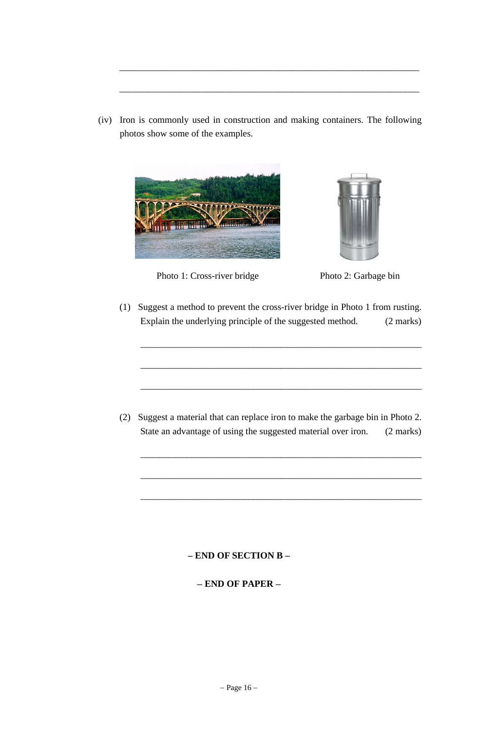(iv) Iron is commonly used in construction and making containers. The following photos show some of the examples.

Photo 1: Cross-river bridge

Photo 2: Garbage bin

(1) Suggest a method to prevent the cross-river bridge in Photo 1 from rusting. Explain the underlying principle of the suggested method. (2 marks)

(2) Suggest a material that can replace iron to make the garbage bin in Photo 2. State an advantage of using the suggested material over iron. (2 marks)

**– END OF SECTION B –**

**– END OF PAPER –**